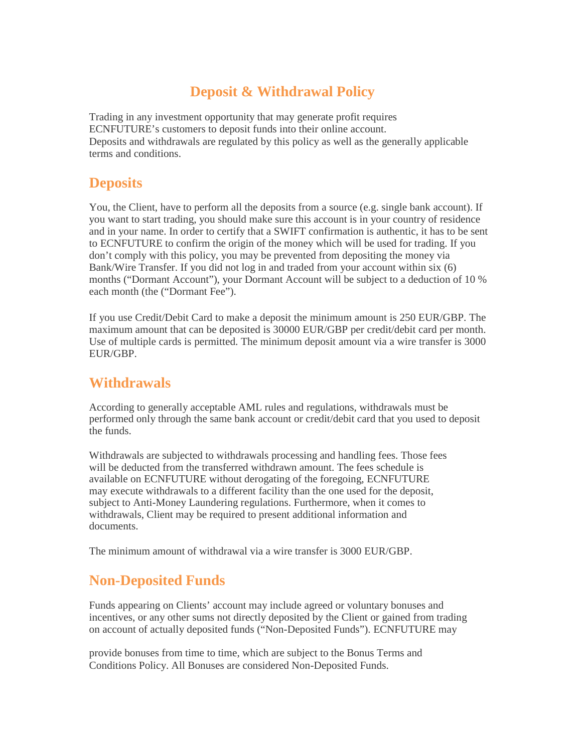# Deposit & Withdrawal Policy

Trading in any investment opportunity that may generate profit requires ECNFUTURE's customers to deposit funds into their online account.
Deposits and withdrawals are regulated by this policy as well as the generally applicable terms and conditions.

## Deposits

You, the Client, have to perform all the deposits from a source (e.g. single bank account). If you want to start trading, you should make sure this account is in your country of residence and in your name. In order to certify that a SWIFT confirmation is authentic, it has to be sent to ECNFUTURE to confirm the origin of the money which will be used for trading. If you don't comply with this policy, you may be prevented from depositing the money via Bank/Wire Transfer. If you did not log in and traded from your account within six (6) months ("Dormant Account"), your Dormant Account will be subject to a deduction of 10 % each month (the ("Dormant Fee").

If you use Credit/Debit Card to make a deposit the minimum amount is 250 EUR/GBP. The maximum amount that can be deposited is 30000 EUR/GBP per credit/debit card per month. Use of multiple cards is permitted. The minimum deposit amount via a wire transfer is 3000 EUR/GBP.

## Withdrawals

According to generally acceptable AML rules and regulations, withdrawals must be performed only through the same bank account or credit/debit card that you used to deposit the funds.

Withdrawals are subjected to withdrawals processing and handling fees. Those fees will be deducted from the transferred withdrawn amount. The fees schedule is available on ECNFUTURE without derogating of the foregoing, ECNFUTURE may execute withdrawals to a different facility than the one used for the deposit, subject to Anti-Money Laundering regulations. Furthermore, when it comes to withdrawals, Client may be required to present additional information and documents.

The minimum amount of withdrawal via a wire transfer is 3000 EUR/GBP.

## Non-Deposited Funds

Funds appearing on Clients' account may include agreed or voluntary bonuses and incentives, or any other sums not directly deposited by the Client or gained from trading on account of actually deposited funds ("Non-Deposited Funds"). ECNFUTURE may

provide bonuses from time to time, which are subject to the Bonus Terms and Conditions Policy. All Bonuses are considered Non-Deposited Funds.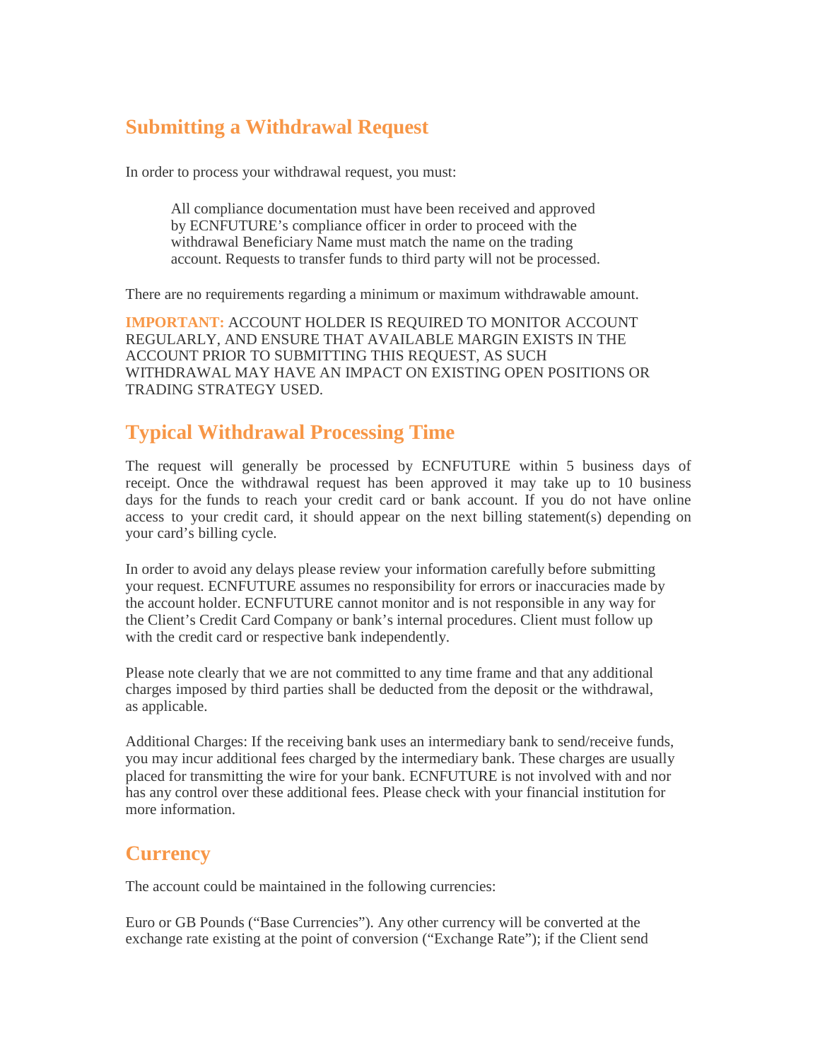## Submitting a Withdrawal Request

In order to process your withdrawal request, you must:

> All compliance documentation must have been received and approved by ECNFUTURE's compliance officer in order to proceed with the withdrawal Beneficiary Name must match the name on the trading account. Requests to transfer funds to third party will not be processed.

There are no requirements regarding a minimum or maximum withdrawable amount.

**IMPORTANT:** ACCOUNT HOLDER IS REQUIRED TO MONITOR ACCOUNT REGULARLY, AND ENSURE THAT AVAILABLE MARGIN EXISTS IN THE ACCOUNT PRIOR TO SUBMITTING THIS REQUEST, AS SUCH WITHDRAWAL MAY HAVE AN IMPACT ON EXISTING OPEN POSITIONS OR TRADING STRATEGY USED.

## Typical Withdrawal Processing Time

The request will generally be processed by ECNFUTURE within 5 business days of receipt. Once the withdrawal request has been approved it may take up to 10 business days for the funds to reach your credit card or bank account. If you do not have online access to your credit card, it should appear on the next billing statement(s) depending on your card's billing cycle.

In order to avoid any delays please review your information carefully before submitting your request. ECNFUTURE assumes no responsibility for errors or inaccuracies made by the account holder. ECNFUTURE cannot monitor and is not responsible in any way for the Client's Credit Card Company or bank's internal procedures. Client must follow up with the credit card or respective bank independently.

Please note clearly that we are not committed to any time frame and that any additional charges imposed by third parties shall be deducted from the deposit or the withdrawal, as applicable.

Additional Charges: If the receiving bank uses an intermediary bank to send/receive funds, you may incur additional fees charged by the intermediary bank. These charges are usually placed for transmitting the wire for your bank. ECNFUTURE is not involved with and nor has any control over these additional fees. Please check with your financial institution for more information.

## Currency

The account could be maintained in the following currencies:

Euro or GB Pounds ("Base Currencies"). Any other currency will be converted at the exchange rate existing at the point of conversion ("Exchange Rate"); if the Client send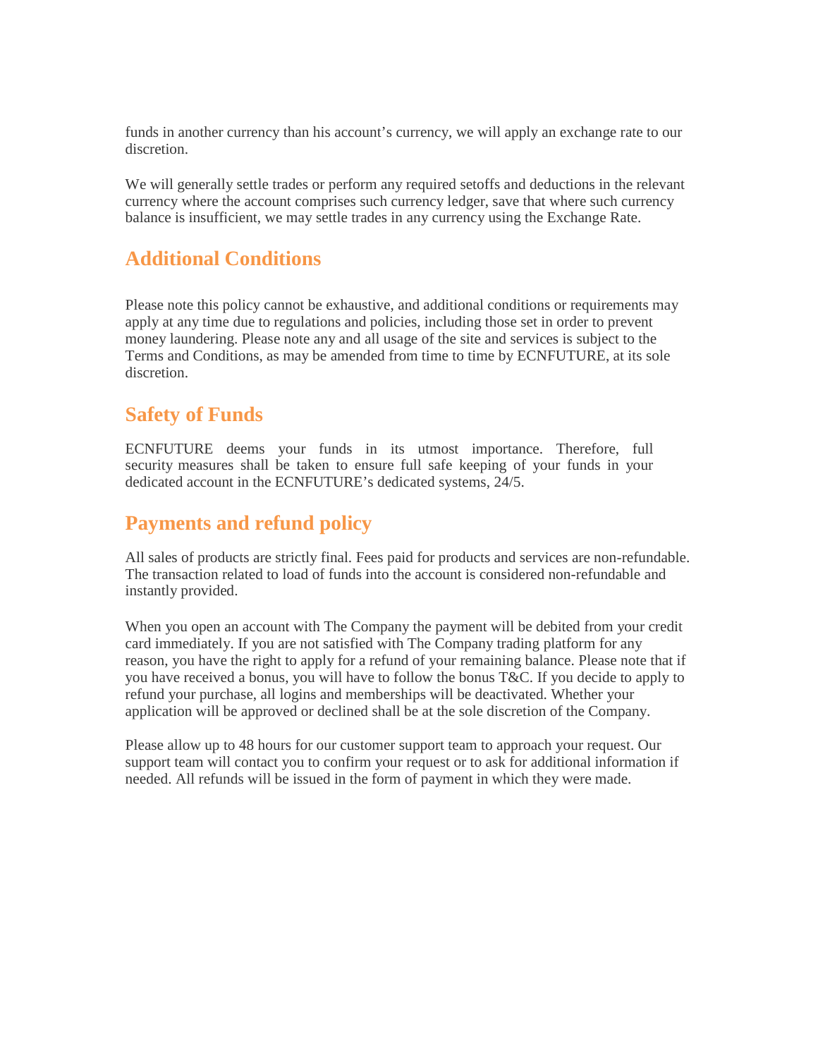funds in another currency than his account's currency, we will apply an exchange rate to our discretion.

We will generally settle trades or perform any required setoffs and deductions in the relevant currency where the account comprises such currency ledger, save that where such currency balance is insufficient, we may settle trades in any currency using the Exchange Rate.

## Additional Conditions

Please note this policy cannot be exhaustive, and additional conditions or requirements may apply at any time due to regulations and policies, including those set in order to prevent money laundering. Please note any and all usage of the site and services is subject to the Terms and Conditions, as may be amended from time to time by ECNFUTURE, at its sole discretion.

## Safety of Funds

ECNFUTURE deems your funds in its utmost importance. Therefore, full security measures shall be taken to ensure full safe keeping of your funds in your dedicated account in the ECNFUTURE's dedicated systems, 24/5.

## Payments and refund policy

All sales of products are strictly final. Fees paid for products and services are non-refundable. The transaction related to load of funds into the account is considered non-refundable and instantly provided.

When you open an account with The Company the payment will be debited from your credit card immediately. If you are not satisfied with The Company trading platform for any reason, you have the right to apply for a refund of your remaining balance. Please note that if you have received a bonus, you will have to follow the bonus T&C. If you decide to apply to refund your purchase, all logins and memberships will be deactivated. Whether your application will be approved or declined shall be at the sole discretion of the Company.

Please allow up to 48 hours for our customer support team to approach your request. Our support team will contact you to confirm your request or to ask for additional information if needed. All refunds will be issued in the form of payment in which they were made.